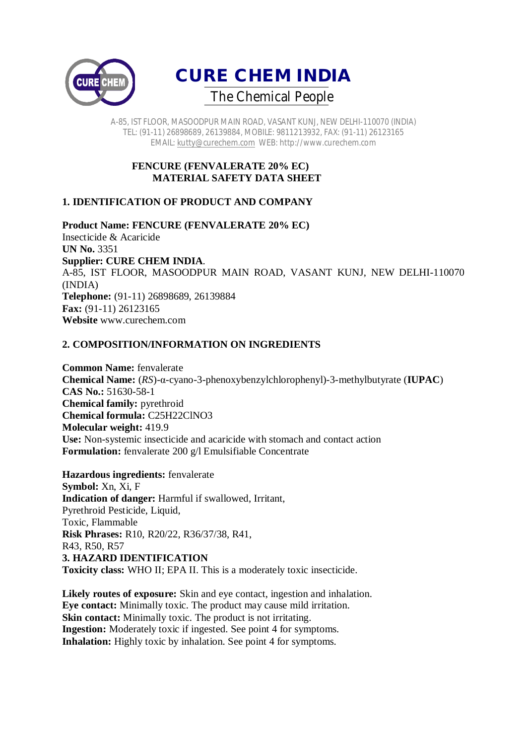# CURE CHEM INDIA

The Chemical People

A-85, IST FLOOR, MASOODPUR MAIN ROAD, VASANT KUNJ, NEW DELHI-110070 (INDIA)
TEL: (91-11) 26898689, 26139884, MOBILE: 9811213932, FAX: (91-11) 26123165
EMAIL: kutty@curechem.com WEB: http://www.curechem.com

**FENCURE (FENVALERATE 20% EC)**
**MATERIAL SAFETY DATA SHEET**

## 1. IDENTIFICATION OF PRODUCT AND COMPANY

**Product Name: FENCURE (FENVALERATE 20% EC)**
Insecticide & Acaricide
**UN No.** 3351
**Supplier: CURE CHEM INDIA**.
A-85, IST FLOOR, MASOODPUR MAIN ROAD, VASANT KUNJ, NEW DELHI-110070 (INDIA)
**Telephone:** (91-11) 26898689, 26139884
**Fax:** (91-11) 26123165
**Website** www.curechem.com

## 2. COMPOSITION/INFORMATION ON INGREDIENTS

**Common Name:** fenvalerate
**Chemical Name:** (*RS*)-α-cyano-3-phenoxybenzylchlorophenyl)-3-methylbutyrate (**IUPAC**)
**CAS No.:** 51630-58-1
**Chemical family:** pyrethroid
**Chemical formula:** $C_{25}H_{22}ClNO_3$
**Molecular weight:** 419.9
**Use:** Non-systemic insecticide and acaricide with stomach and contact action
**Formulation:** fenvalerate 200 g/l Emulsifiable Concentrate

**Hazardous ingredients:** fenvalerate
**Symbol:** Xn, Xi, F
**Indication of danger:** Harmful if swallowed, Irritant,
Pyrethroid Pesticide, Liquid,
Toxic, Flammable
**Risk Phrases:** R10, R20/22, R36/37/38, R41,
R43, R50, R57

## 3. HAZARD IDENTIFICATION

**Toxicity class:** WHO II; EPA II. This is a moderately toxic insecticide.

**Likely routes of exposure:** Skin and eye contact, ingestion and inhalation.
**Eye contact:** Minimally toxic. The product may cause mild irritation.
**Skin contact:** Minimally toxic. The product is not irritating.
**Ingestion:** Moderately toxic if ingested. See point 4 for symptoms.
**Inhalation:** Highly toxic by inhalation. See point 4 for symptoms.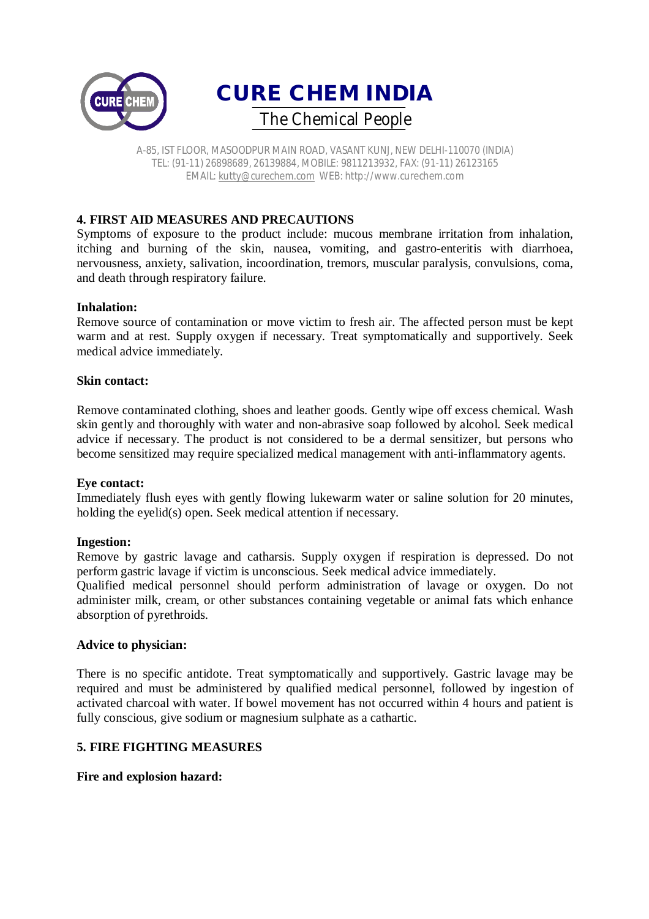## 4. FIRST AID MEASURES AND PRECAUTIONS

Symptoms of exposure to the product include: mucous membrane irritation from inhalation, itching and burning of the skin, nausea, vomiting, and gastro-enteritis with diarrhoea, nervousness, anxiety, salivation, incoordination, tremors, muscular paralysis, convulsions, coma, and death through respiratory failure.

**Inhalation:**

Remove source of contamination or move victim to fresh air. The affected person must be kept warm and at rest. Supply oxygen if necessary. Treat symptomatically and supportively. Seek medical advice immediately.

**Skin contact:**

Remove contaminated clothing, shoes and leather goods. Gently wipe off excess chemical. Wash skin gently and thoroughly with water and non-abrasive soap followed by alcohol. Seek medical advice if necessary. The product is not considered to be a dermal sensitizer, but persons who become sensitized may require specialized medical management with anti-inflammatory agents.

**Eye contact:**

Immediately flush eyes with gently flowing lukewarm water or saline solution for 20 minutes, holding the eyelid(s) open. Seek medical attention if necessary.

**Ingestion:**

Remove by gastric lavage and catharsis. Supply oxygen if respiration is depressed. Do not perform gastric lavage if victim is unconscious. Seek medical advice immediately.

Qualified medical personnel should perform administration of lavage or oxygen. Do not administer milk, cream, or other substances containing vegetable or animal fats which enhance absorption of pyrethroids.

**Advice to physician:**

There is no specific antidote. Treat symptomatically and supportively. Gastric lavage may be required and must be administered by qualified medical personnel, followed by ingestion of activated charcoal with water. If bowel movement has not occurred within 4 hours and patient is fully conscious, give sodium or magnesium sulphate as a cathartic.

## 5. FIRE FIGHTING MEASURES

**Fire and explosion hazard:**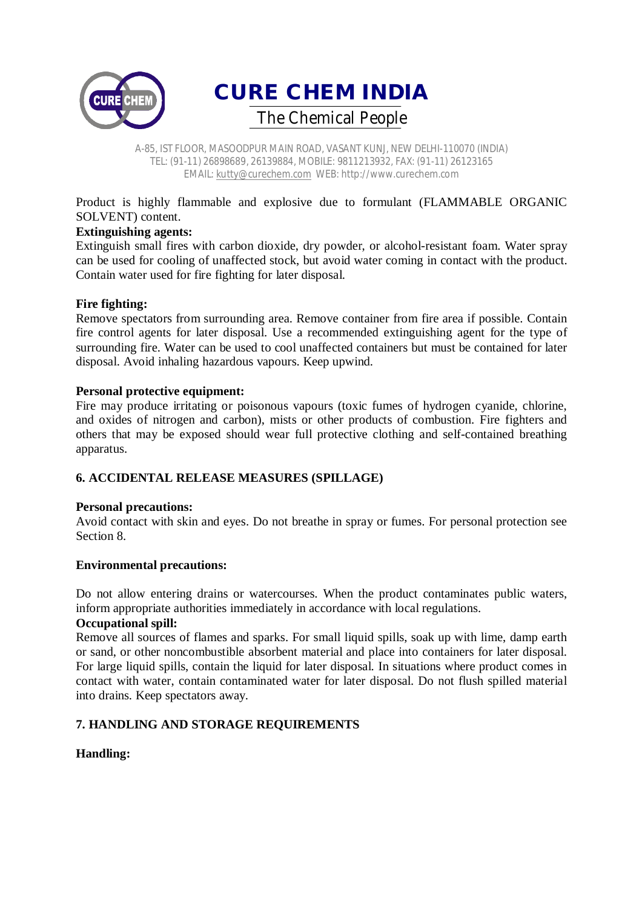Product is highly flammable and explosive due to formulant (FLAMMABLE ORGANIC SOLVENT) content.

**Extinguishing agents:**

Extinguish small fires with carbon dioxide, dry powder, or alcohol-resistant foam. Water spray can be used for cooling of unaffected stock, but avoid water coming in contact with the product. Contain water used for fire fighting for later disposal.

**Fire fighting:**

Remove spectators from surrounding area. Remove container from fire area if possible. Contain fire control agents for later disposal. Use a recommended extinguishing agent for the type of surrounding fire. Water can be used to cool unaffected containers but must be contained for later disposal. Avoid inhaling hazardous vapours. Keep upwind.

**Personal protective equipment:**

Fire may produce irritating or poisonous vapours (toxic fumes of hydrogen cyanide, chlorine, and oxides of nitrogen and carbon), mists or other products of combustion. Fire fighters and others that may be exposed should wear full protective clothing and self-contained breathing apparatus.

## 6. ACCIDENTAL RELEASE MEASURES (SPILLAGE)

**Personal precautions:**

Avoid contact with skin and eyes. Do not breathe in spray or fumes. For personal protection see Section 8.

**Environmental precautions:**

Do not allow entering drains or watercourses. When the product contaminates public waters, inform appropriate authorities immediately in accordance with local regulations.

**Occupational spill:**

Remove all sources of flames and sparks. For small liquid spills, soak up with lime, damp earth or sand, or other noncombustible absorbent material and place into containers for later disposal. For large liquid spills, contain the liquid for later disposal. In situations where product comes in contact with water, contain contaminated water for later disposal. Do not flush spilled material into drains. Keep spectators away.

## 7. HANDLING AND STORAGE REQUIREMENTS

**Handling:**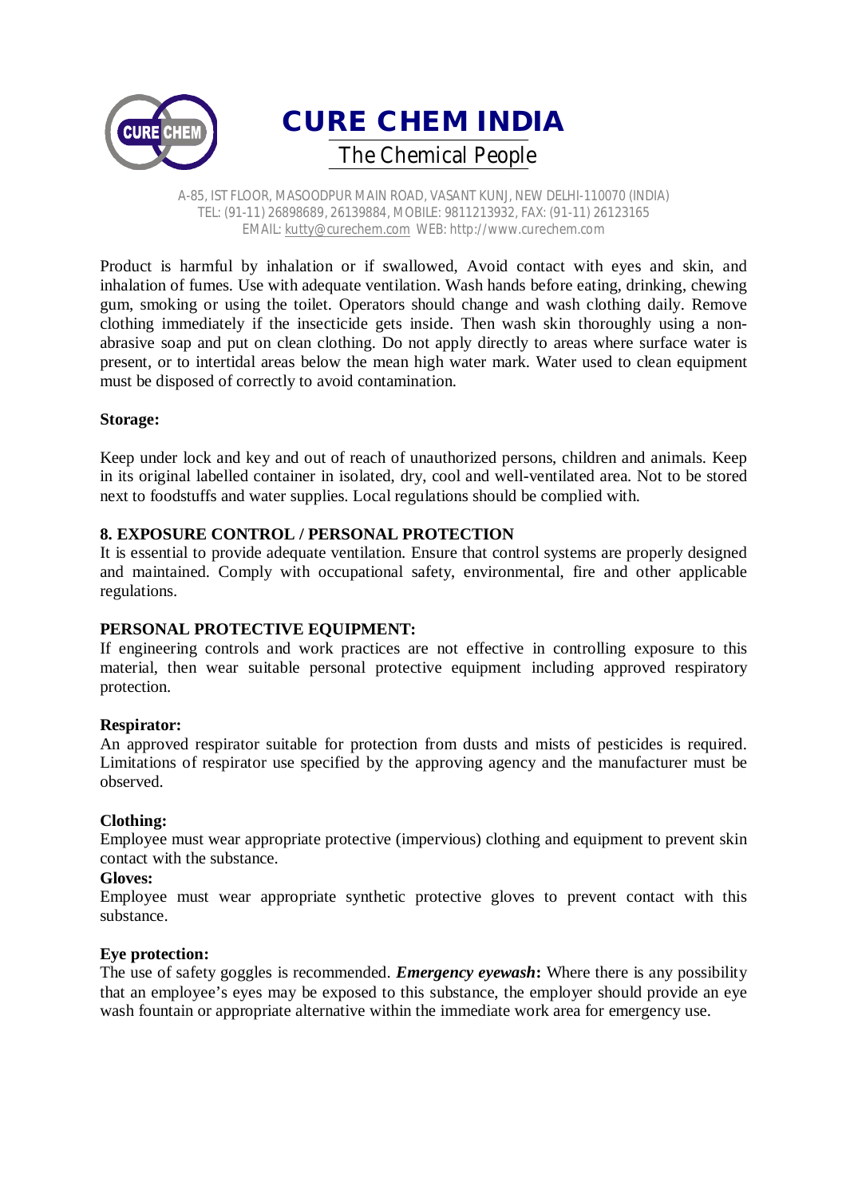Product is harmful by inhalation or if swallowed, Avoid contact with eyes and skin, and inhalation of fumes. Use with adequate ventilation. Wash hands before eating, drinking, chewing gum, smoking or using the toilet. Operators should change and wash clothing daily. Remove clothing immediately if the insecticide gets inside. Then wash skin thoroughly using a non-abrasive soap and put on clean clothing. Do not apply directly to areas where surface water is present, or to intertidal areas below the mean high water mark. Water used to clean equipment must be disposed of correctly to avoid contamination.

**Storage:**

Keep under lock and key and out of reach of unauthorized persons, children and animals. Keep in its original labelled container in isolated, dry, cool and well-ventilated area. Not to be stored next to foodstuffs and water supplies. Local regulations should be complied with.

## 8. EXPOSURE CONTROL / PERSONAL PROTECTION

It is essential to provide adequate ventilation. Ensure that control systems are properly designed and maintained. Comply with occupational safety, environmental, fire and other applicable regulations.

**PERSONAL PROTECTIVE EQUIPMENT:**

If engineering controls and work practices are not effective in controlling exposure to this material, then wear suitable personal protective equipment including approved respiratory protection.

**Respirator:**

An approved respirator suitable for protection from dusts and mists of pesticides is required. Limitations of respirator use specified by the approving agency and the manufacturer must be observed.

**Clothing:**

Employee must wear appropriate protective (impervious) clothing and equipment to prevent skin contact with the substance.

**Gloves:**

Employee must wear appropriate synthetic protective gloves to prevent contact with this substance.

**Eye protection:**

The use of safety goggles is recommended. ***Emergency eyewash*****:** Where there is any possibility that an employee's eyes may be exposed to this substance, the employer should provide an eye wash fountain or appropriate alternative within the immediate work area for emergency use.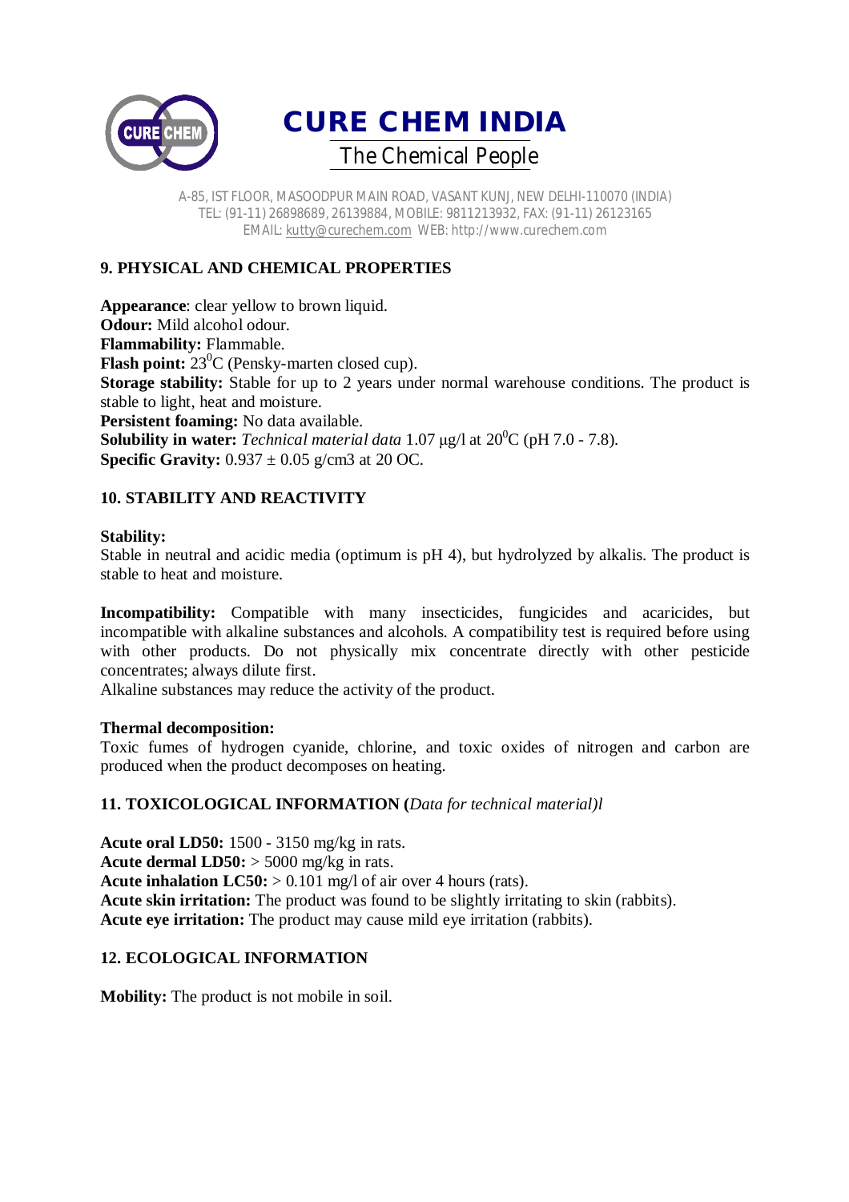## 9. PHYSICAL AND CHEMICAL PROPERTIES

**Appearance**: clear yellow to brown liquid.
**Odour:** Mild alcohol odour.
**Flammability:** Flammable.
**Flash point:** $23^0$C (Pensky-marten closed cup).
**Storage stability:** Stable for up to 2 years under normal warehouse conditions. The product is stable to light, heat and moisture.
**Persistent foaming:** No data available.
**Solubility in water:** *Technical material data* 1.07 μg/l at $20^0$C (pH 7.0 - 7.8).
**Specific Gravity:** 0.937 ± 0.05 g/cm3 at 20 OC.

## 10. STABILITY AND REACTIVITY

**Stability:**
Stable in neutral and acidic media (optimum is pH 4), but hydrolyzed by alkalis. The product is stable to heat and moisture.

**Incompatibility:** Compatible with many insecticides, fungicides and acaricides, but incompatible with alkaline substances and alcohols. A compatibility test is required before using with other products. Do not physically mix concentrate directly with other pesticide concentrates; always dilute first.
Alkaline substances may reduce the activity of the product.

**Thermal decomposition:**
Toxic fumes of hydrogen cyanide, chlorine, and toxic oxides of nitrogen and carbon are produced when the product decomposes on heating.

## 11. TOXICOLOGICAL INFORMATION (*Data for technical material)l*

**Acute oral LD50:** 1500 - 3150 mg/kg in rats.
**Acute dermal LD50:** > 5000 mg/kg in rats.
**Acute inhalation LC50:** > 0.101 mg/l of air over 4 hours (rats).
**Acute skin irritation:** The product was found to be slightly irritating to skin (rabbits).
**Acute eye irritation:** The product may cause mild eye irritation (rabbits).

## 12. ECOLOGICAL INFORMATION

**Mobility:** The product is not mobile in soil.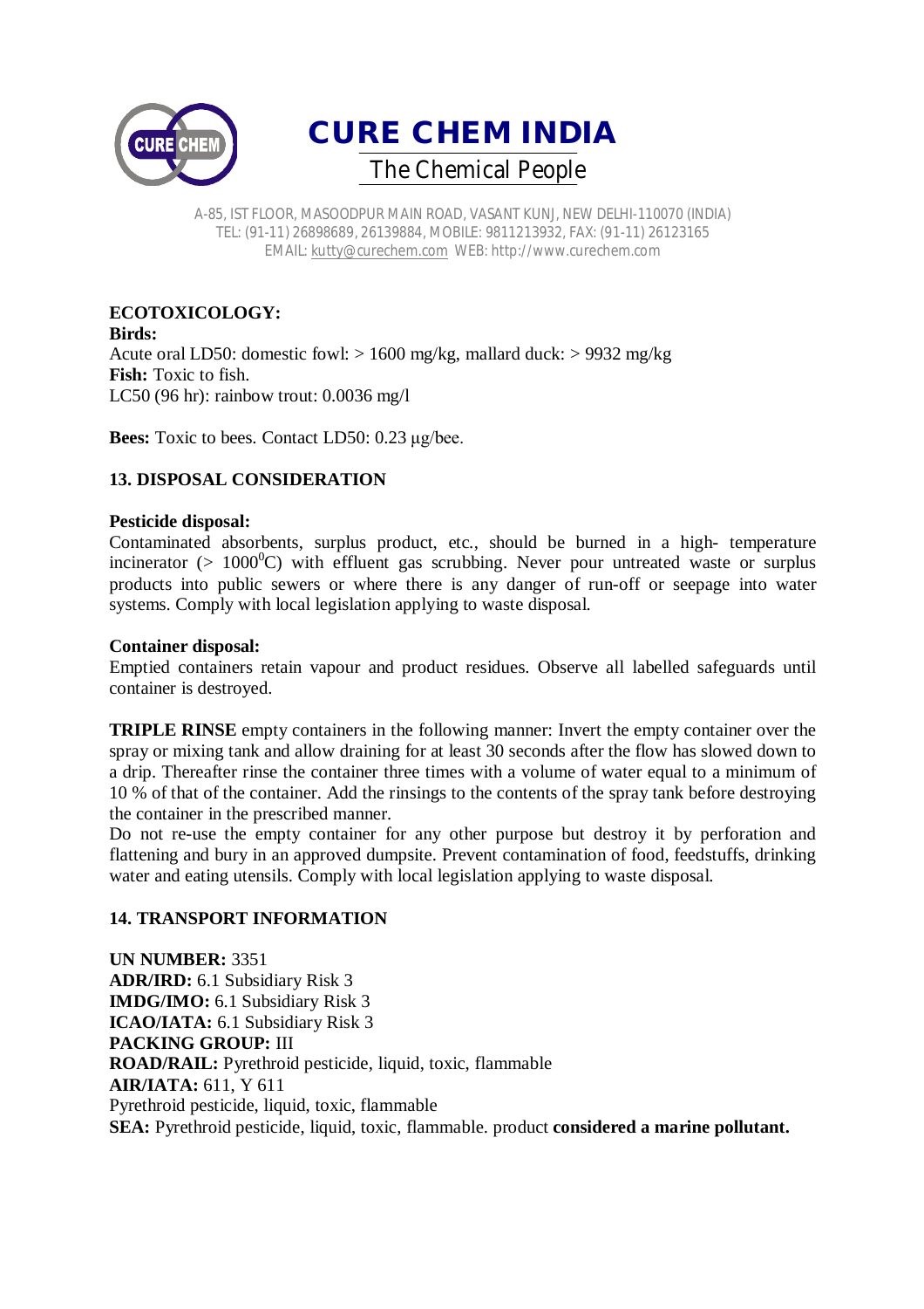**ECOTOXICOLOGY:**

**Birds:**

Acute oral LD50: domestic fowl: > 1600 mg/kg, mallard duck: > 9932 mg/kg

**Fish:** Toxic to fish.

LC50 (96 hr): rainbow trout: 0.0036 mg/l

**Bees:** Toxic to bees. Contact LD50: 0.23 μg/bee.

## 13. DISPOSAL CONSIDERATION

**Pesticide disposal:**

Contaminated absorbents, surplus product, etc., should be burned in a high- temperature incinerator (> $1000^0$C) with effluent gas scrubbing. Never pour untreated waste or surplus products into public sewers or where there is any danger of run-off or seepage into water systems. Comply with local legislation applying to waste disposal.

**Container disposal:**

Emptied containers retain vapour and product residues. Observe all labelled safeguards until container is destroyed.

**TRIPLE RINSE** empty containers in the following manner: Invert the empty container over the spray or mixing tank and allow draining for at least 30 seconds after the flow has slowed down to a drip. Thereafter rinse the container three times with a volume of water equal to a minimum of 10 % of that of the container. Add the rinsings to the contents of the spray tank before destroying the container in the prescribed manner.

Do not re-use the empty container for any other purpose but destroy it by perforation and flattening and bury in an approved dumpsite. Prevent contamination of food, feedstuffs, drinking water and eating utensils. Comply with local legislation applying to waste disposal.

## 14. TRANSPORT INFORMATION

**UN NUMBER:** 3351

**ADR/IRD:** 6.1 Subsidiary Risk 3

**IMDG/IMO:** 6.1 Subsidiary Risk 3

**ICAO/IATA:** 6.1 Subsidiary Risk 3

**PACKING GROUP:** III

**ROAD/RAIL:** Pyrethroid pesticide, liquid, toxic, flammable

**AIR/IATA:** 611, Y 611

Pyrethroid pesticide, liquid, toxic, flammable

**SEA:** Pyrethroid pesticide, liquid, toxic, flammable. product **considered a marine pollutant.**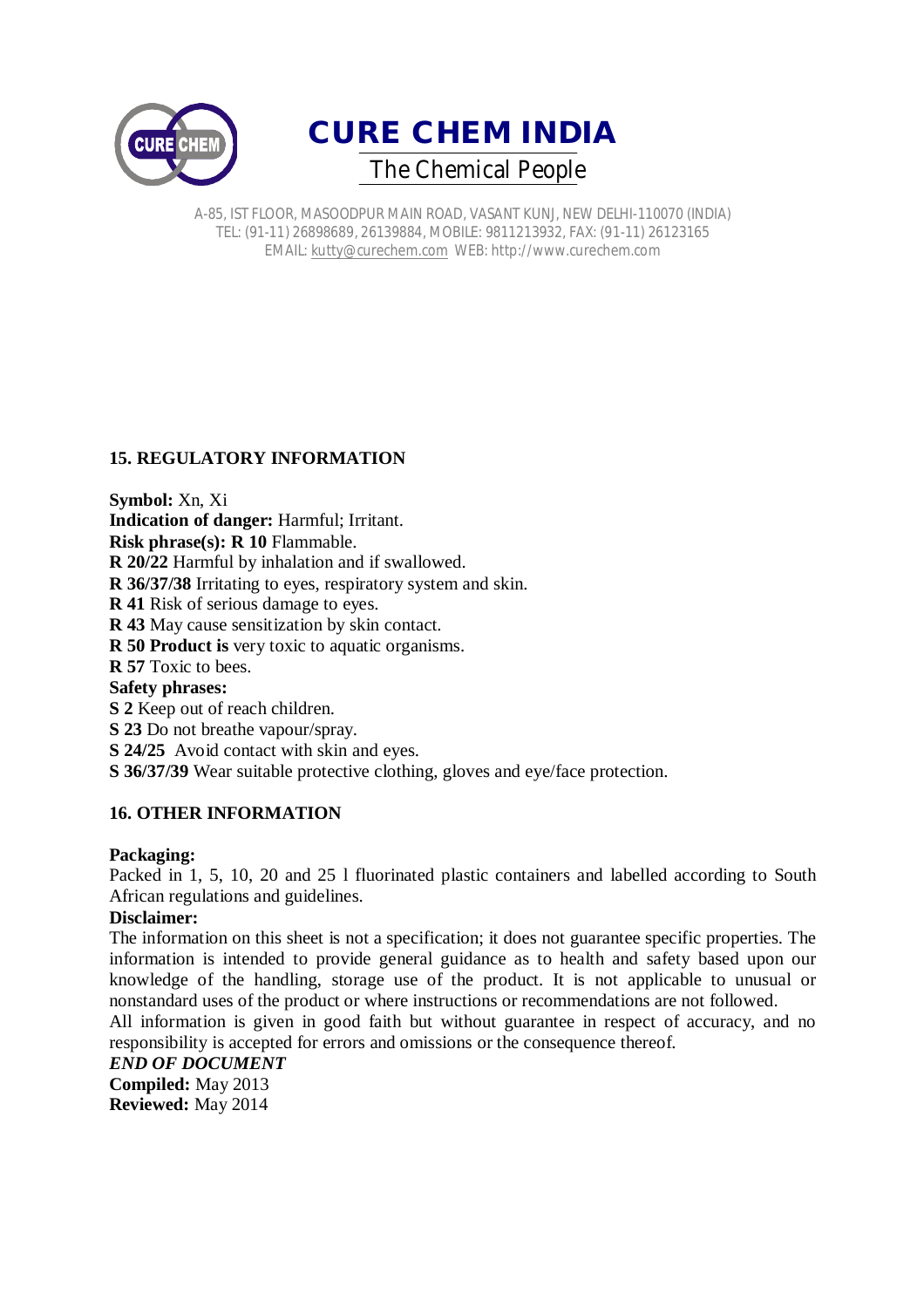## 15. REGULATORY INFORMATION

**Symbol:** Xn, Xi
**Indication of danger:** Harmful; Irritant.
**Risk phrase(s): R 10** Flammable.
**R 20/22** Harmful by inhalation and if swallowed.
**R 36/37/38** Irritating to eyes, respiratory system and skin.
**R 41** Risk of serious damage to eyes.
**R 43** May cause sensitization by skin contact.
**R 50 Product is** very toxic to aquatic organisms.
**R 57** Toxic to bees.
**Safety phrases:**
**S 2** Keep out of reach children.
**S 23** Do not breathe vapour/spray.
**S 24/25** Avoid contact with skin and eyes.
**S 36/37/39** Wear suitable protective clothing, gloves and eye/face protection.

## 16. OTHER INFORMATION

**Packaging:**
Packed in 1, 5, 10, 20 and 25 l fluorinated plastic containers and labelled according to South African regulations and guidelines.
**Disclaimer:**
The information on this sheet is not a specification; it does not guarantee specific properties. The information is intended to provide general guidance as to health and safety based upon our knowledge of the handling, storage use of the product. It is not applicable to unusual or nonstandard uses of the product or where instructions or recommendations are not followed.
All information is given in good faith but without guarantee in respect of accuracy, and no responsibility is accepted for errors and omissions or the consequence thereof.
***END OF DOCUMENT***
**Compiled:** May 2013
**Reviewed:** May 2014